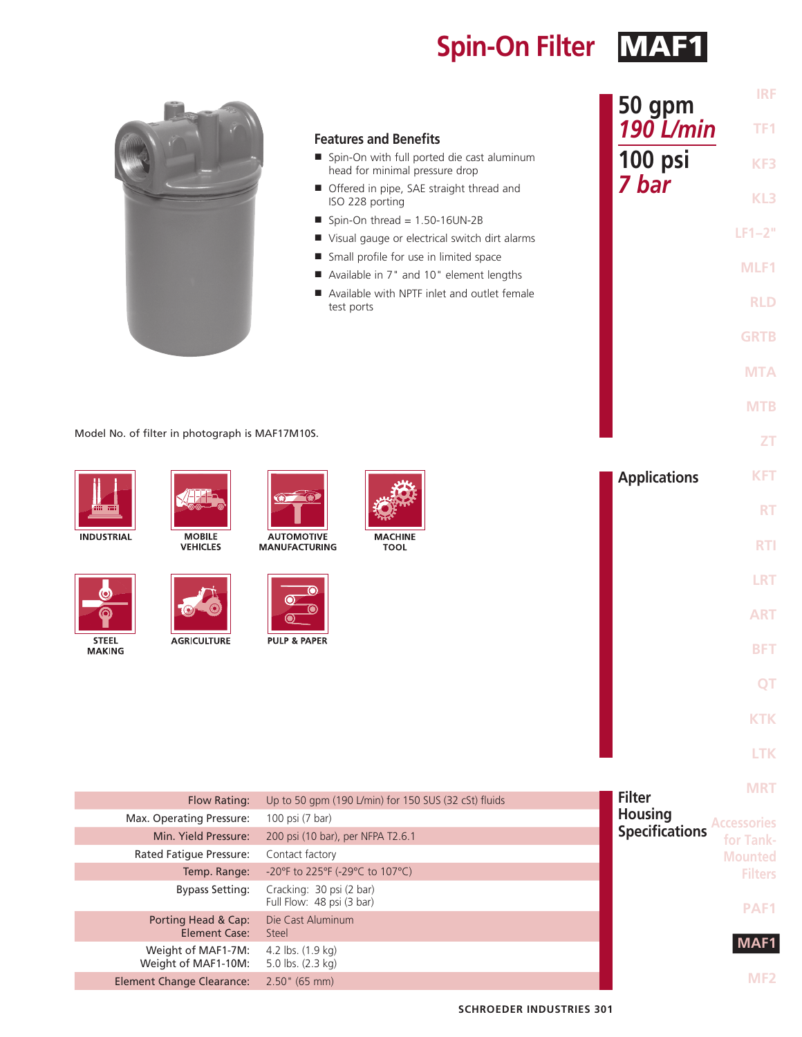# Spin-On Filter MAF1

**50 gpm**
***190 L/min***

**100 psi**
***7 bar***

## Features and Benefits

- Spin-On with full ported die cast aluminum head for minimal pressure drop
- Offered in pipe, SAE straight thread and ISO 228 porting
- Spin-On thread = 1.50-16UN-2B
- Visual gauge or electrical switch dirt alarms
- Small profile for use in limited space
- Available in 7" and 10" element lengths
- Available with NPTF inlet and outlet female test ports

Model No. of filter in photograph is MAF17M10S.

## Applications

INDUSTRIAL · MOBILE VEHICLES · AUTOMOTIVE MANUFACTURING · MACHINE TOOL · STEEL MAKING · AGRICULTURE · PULP & PAPER

## Filter Housing Specifications

| | |
|---|---|
| Flow Rating: | Up to 50 gpm (190 L/min) for 150 SUS (32 cSt) fluids |
| Max. Operating Pressure: | 100 psi (7 bar) |
| Min. Yield Pressure: | 200 psi (10 bar), per NFPA T2.6.1 |
| Rated Fatigue Pressure: | Contact factory |
| Temp. Range: | -20°F to 225°F (-29°C to 107°C) |
| Bypass Setting: | Cracking: 30 psi (2 bar)<br>Full Flow: 48 psi (3 bar) |
| Porting Head & Cap:<br>Element Case: | Die Cast Aluminum<br>Steel |
| Weight of MAF1-7M:<br>Weight of MAF1-10M: | 4.2 lbs. (1.9 kg)<br>5.0 lbs. (2.3 kg) |
| Element Change Clearance: | 2.50" (65 mm) |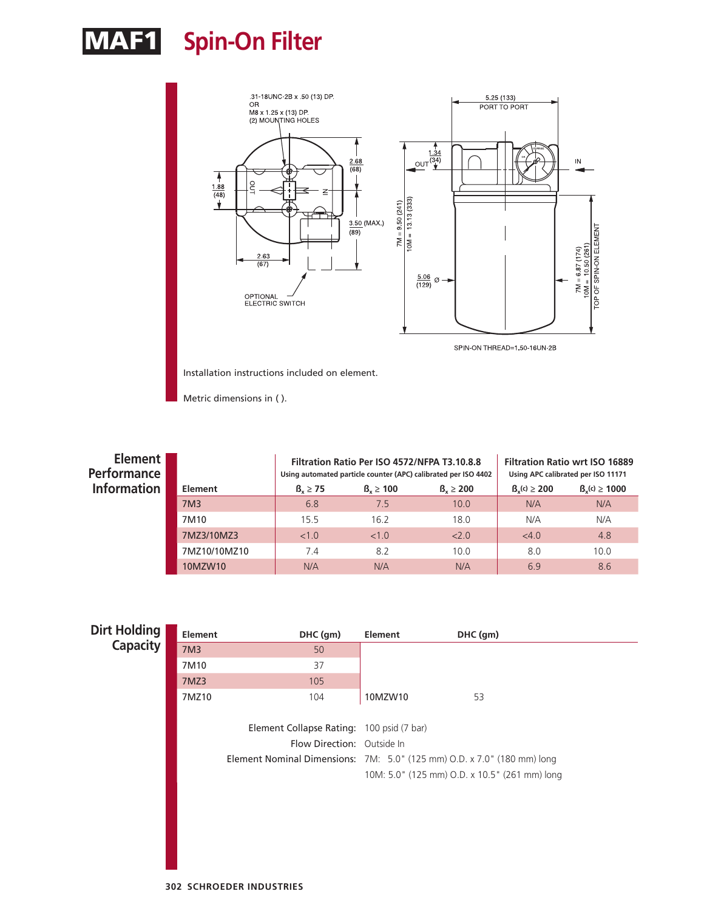# MAF1 Spin-On Filter

.31-18UNC-2B x .50 (13) DP.
OR
M8 x 1.25 x (13) DP.
(2) MOUNTING HOLES

2.68 (68)

1.88 (48)

3.50 (MAX.) (89)

2.63 (67)

OPTIONAL ELECTRIC SWITCH

5.25 (133) PORT TO PORT

1.34 (34)

OUT

IN

7M = 9.50 (241)
10M = 13.13 (333)

5.06 (129) Ø

7M = 6.87 (174)
10M = 10.50 (261)
TOP OF SPIN-ON ELEMENT

SPIN-ON THREAD=1.50-16UN-2B

Installation instructions included on element.

Metric dimensions in ( ).

## Element Performance Information

| Element | Filtration Ratio Per ISO 4572/NFPA T3.10.8.8 Using automated particle counter (APC) calibrated per ISO 4402 | | | Filtration Ratio wrt ISO 16889 Using APC calibrated per ISO 11171 | |
|---|---|---|---|---|---|
| | $ß_x \geq 75$ | $ß_x \geq 100$ | $ß_x \geq 200$ | $ß_x(c) \geq 200$ | $ß_x(c) \geq 1000$ |
| 7M3 | 6.8 | 7.5 | 10.0 | N/A | N/A |
| 7M10 | 15.5 | 16.2 | 18.0 | N/A | N/A |
| 7MZ3/10MZ3 | <1.0 | <1.0 | <2.0 | <4.0 | 4.8 |
| 7MZ10/10MZ10 | 7.4 | 8.2 | 10.0 | 8.0 | 10.0 |
| 10MZW10 | N/A | N/A | N/A | 6.9 | 8.6 |

## Dirt Holding Capacity

| Element | DHC (gm) | Element | DHC (gm) |
|---|---|---|---|
| 7M3 | 50 | | |
| 7M10 | 37 | | |
| 7MZ3 | 105 | | |
| 7MZ10 | 104 | 10MZW10 | 53 |

Element Collapse Rating: 100 psid (7 bar)

Flow Direction: Outside In

Element Nominal Dimensions: 7M: 5.0" (125 mm) O.D. x 7.0" (180 mm) long
10M: 5.0" (125 mm) O.D. x 10.5" (261 mm) long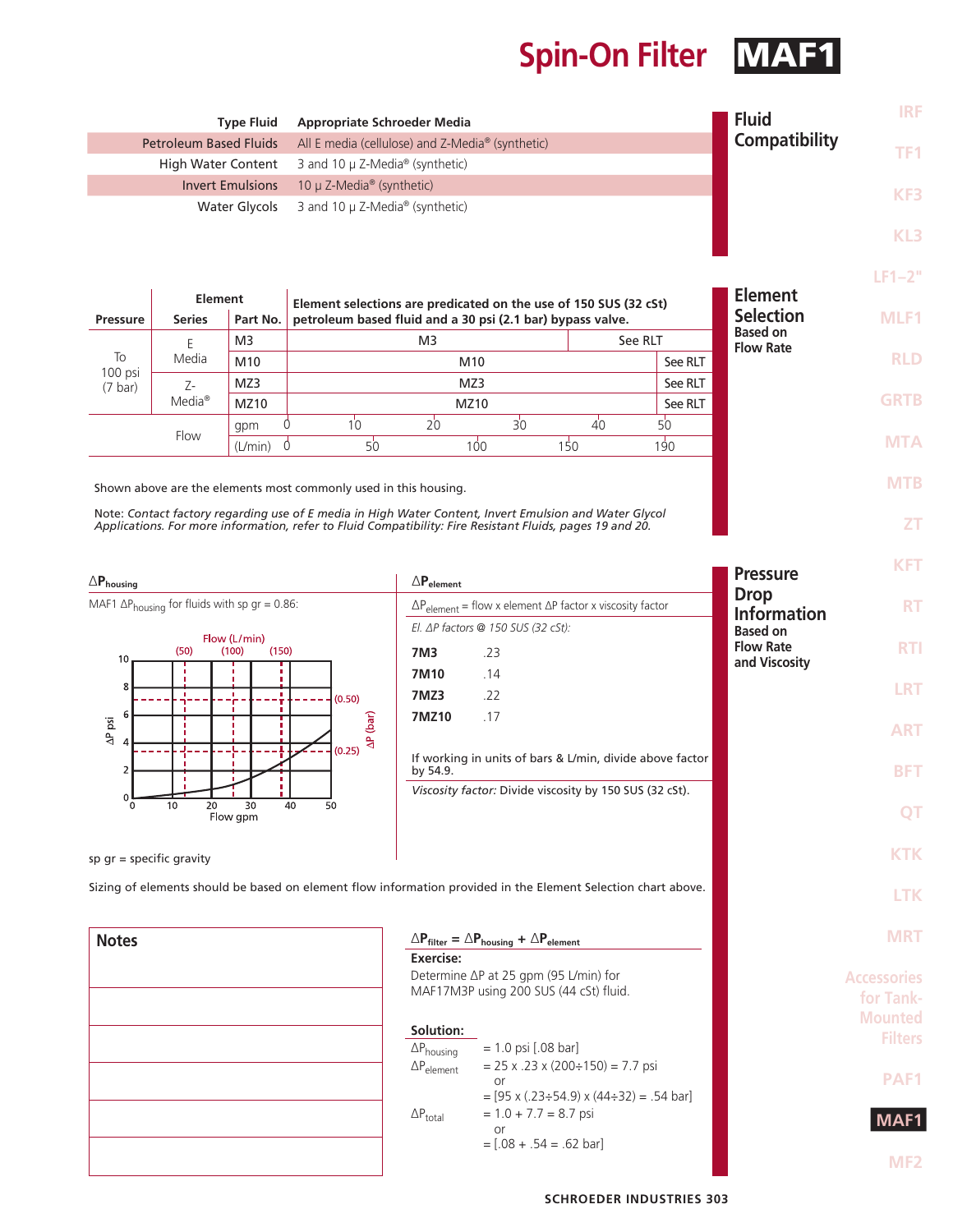# Spin-On Filter MAF1

## Fluid Compatibility

| Type Fluid | Appropriate Schroeder Media |
|---|---|
| Petroleum Based Fluids | All E media (cellulose) and Z-Media® (synthetic) |
| High Water Content | 3 and 10 μ Z-Media® (synthetic) |
| Invert Emulsions | 10 μ Z-Media® (synthetic) |
| Water Glycols | 3 and 10 μ Z-Media® (synthetic) |

## Element Selection Based on Flow Rate

Element selections are predicated on the use of 150 SUS (32 cSt) petroleum based fluid and a 30 psi (2.1 bar) bypass valve.

| Pressure | Element Series | Element Part No. | Flow range | |
|---|---|---|---|---|
| To 100 psi (7 bar) | E Media | M3 | M3 (0–40 gpm) | See RLT |
| | | M10 | M10 (0–~47 gpm) | See RLT |
| | Z-Media® | MZ3 | MZ3 (0–~47 gpm) | See RLT |
| | | MZ10 | MZ10 (0–~47 gpm) | See RLT |
| Flow | | gpm | 0, 10, 20, 30, 40, 50 | |
| | | (L/min) | 0, 50, 100, 150, 190 | |

Shown above are the elements most commonly used in this housing.

Note: *Contact factory regarding use of E media in High Water Content, Invert Emulsion and Water Glycol Applications. For more information, refer to Fluid Compatibility: Fire Resistant Fluids, pages 19 and 20.*

## Pressure Drop Information Based on Flow Rate and Viscosity

### $\Delta P_{housing}$

MAF1 $\Delta P_{housing}$ for fluids with sp gr = 0.86:

(Graph: $\Delta P$ psi (0–10) / $\Delta P$ (bar) (0.25, 0.50) vs. Flow gpm (0–50) / Flow (L/min) (50, 100, 150))

sp gr = specific gravity

### $\Delta P_{element}$

$\Delta P_{element}$ = flow x element $\Delta P$ factor x viscosity factor

*El. $\Delta P$ factors @ 150 SUS (32 cSt):*

| | |
|---|---|
| **7M3** | .23 |
| **7M10** | .14 |
| **7MZ3** | .22 |
| **7MZ10** | .17 |

If working in units of bars & L/min, divide above factor by 54.9.

*Viscosity factor:* Divide viscosity by 150 SUS (32 cSt).

Sizing of elements should be based on element flow information provided in the Element Selection chart above.

## Notes

### $\Delta P_{filter} = \Delta P_{housing} + \Delta P_{element}$

**Exercise:**

Determine $\Delta P$ at 25 gpm (95 L/min) for MAF17M3P using 200 SUS (44 cSt) fluid.

**Solution:**

$\Delta P_{housing}$ = 1.0 psi [.08 bar]

$\Delta P_{element}$ = 25 x .23 x (200÷150) = 7.7 psi
or
= [95 x (.23÷54.9) x (44÷32) = .54 bar]

$\Delta P_{total}$ = 1.0 + 7.7 = 8.7 psi
or
= [.08 + .54 = .62 bar]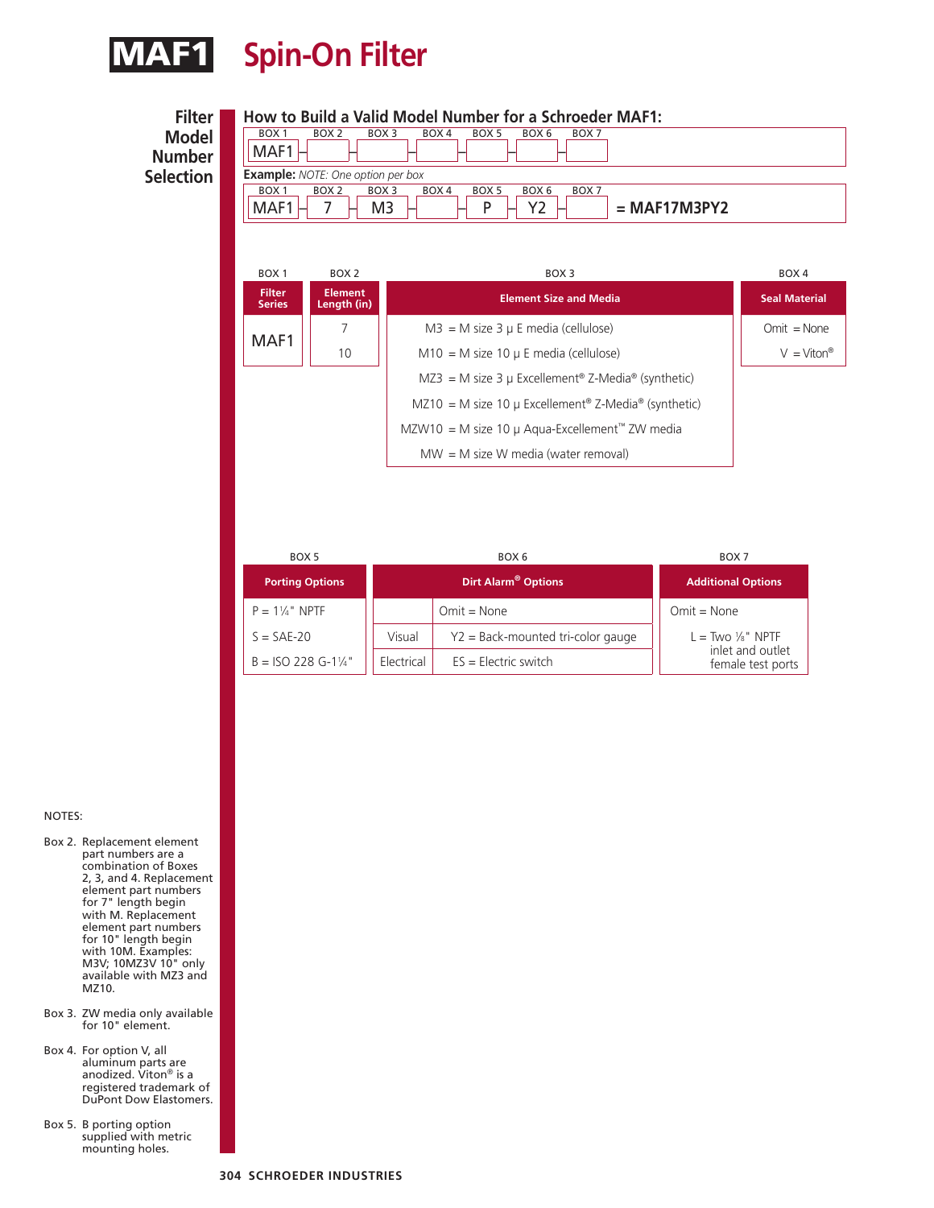# MAF1 Spin-On Filter

## Filter Model Number Selection

### How to Build a Valid Model Number for a Schroeder MAF1:

| BOX 1 | BOX 2 | BOX 3 | BOX 4 | BOX 5 | BOX 6 | BOX 7 |
|---|---|---|---|---|---|---|
| MAF1 | | | | | | |

**Example:** *NOTE: One option per box*

| BOX 1 | BOX 2 | BOX 3 | BOX 4 | BOX 5 | BOX 6 | BOX 7 | |
|---|---|---|---|---|---|---|---|
| MAF1 | 7 | M3 | | P | Y2 | | = MAF17M3PY2 |

**BOX 1 – Filter Series**

| Filter Series |
|---|
| MAF1 |

**BOX 2 – Element Length (in)**

| Element Length (in) |
|---|
| 7 |
| 10 |

**BOX 3 – Element Size and Media**

| Element Size and Media |
|---|
| M3 = M size 3 μ E media (cellulose) |
| M10 = M size 10 μ E media (cellulose) |
| MZ3 = M size 3 μ Excellement® Z-Media® (synthetic) |
| MZ10 = M size 10 μ Excellement® Z-Media® (synthetic) |
| MZW10 = M size 10 μ Aqua-Excellement™ ZW media |
| MW = M size W media (water removal) |

**BOX 4 – Seal Material**

| Seal Material |
|---|
| Omit = None |
| V = Viton® |

**BOX 5 – Porting Options**

| Porting Options |
|---|
| P = 1¼" NPTF |
| S = SAE-20 |
| B = ISO 228 G-1¼" |

**BOX 6 – Dirt Alarm® Options**

| | Dirt Alarm® Options |
|---|---|
| | Omit = None |
| Visual | Y2 = Back-mounted tri-color gauge |
| Electrical | ES = Electric switch |

**BOX 7 – Additional Options**

| Additional Options |
|---|
| Omit = None |
| L = Two ⅛" NPTF inlet and outlet female test ports |

NOTES:

Box 2. Replacement element part numbers are a combination of Boxes 2, 3, and 4. Replacement element part numbers for 7" length begin with M. Replacement element part numbers for 10" length begin with 10M. Examples: M3V; 10MZ3V 10" only available with MZ3 and MZ10.

Box 3. ZW media only available for 10" element.

Box 4. For option V, all aluminum parts are anodized. Viton® is a registered trademark of DuPont Dow Elastomers.

Box 5. B porting option supplied with metric mounting holes.